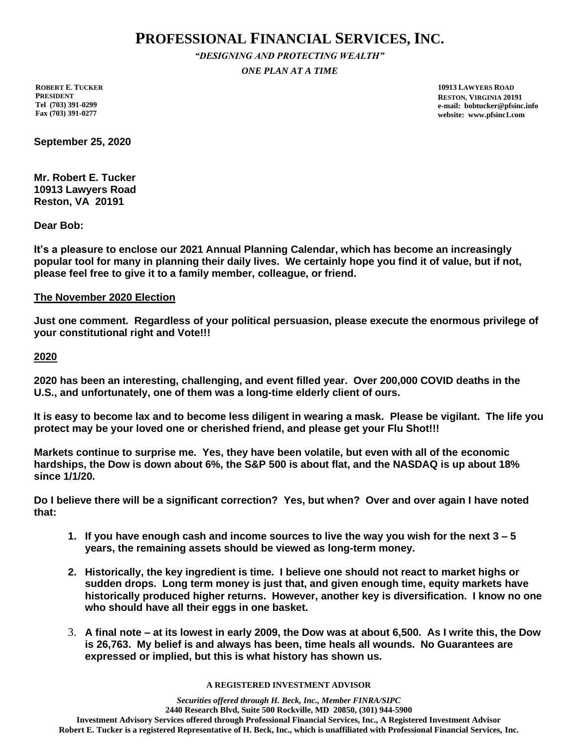# PROFESSIONAL FINANCIAL SERVICES, INC.

*"DESIGNING AND PROTECTING WEALTH"*

*ONE PLAN AT A TIME*

**ROBERT E. TUCKER**
**PRESIDENT**
**Tel (703) 391-0299**
**Fax (703) 391-0277**

**10913 LAWYERS ROAD**
**RESTON, VIRGINIA 20191**
**e-mail: bobtucker@pfsinc.info**
**website: www.pfsinc1.com**

**September 25, 2020**

**Mr. Robert E. Tucker**
**10913 Lawyers Road**
**Reston, VA 20191**

**Dear Bob:**

**It's a pleasure to enclose our 2021 Annual Planning Calendar, which has become an increasingly popular tool for many in planning their daily lives. We certainly hope you find it of value, but if not, please feel free to give it to a family member, colleague, or friend.**

**The November 2020 Election**

**Just one comment. Regardless of your political persuasion, please execute the enormous privilege of your constitutional right and Vote!!!**

**2020**

**2020 has been an interesting, challenging, and event filled year. Over 200,000 COVID deaths in the U.S., and unfortunately, one of them was a long-time elderly client of ours.**

**It is easy to become lax and to become less diligent in wearing a mask. Please be vigilant. The life you protect may be your loved one or cherished friend, and please get your Flu Shot!!!**

**Markets continue to surprise me. Yes, they have been volatile, but even with all of the economic hardships, the Dow is down about 6%, the S&P 500 is about flat, and the NASDAQ is up about 18% since 1/1/20.**

**Do I believe there will be a significant correction? Yes, but when? Over and over again I have noted that:**

1. **If you have enough cash and income sources to live the way you wish for the next 3 – 5 years, the remaining assets should be viewed as long-term money.**
2. **Historically, the key ingredient is time. I believe one should not react to market highs or sudden drops. Long term money is just that, and given enough time, equity markets have historically produced higher returns. However, another key is diversification. I know no one who should have all their eggs in one basket.**
3. **A final note – at its lowest in early 2009, the Dow was at about 6,500. As I write this, the Dow is 26,763. My belief is and always has been, time heals all wounds. No Guarantees are expressed or implied, but this is what history has shown us.**

**A REGISTERED INVESTMENT ADVISOR**

***Securities offered through H. Beck, Inc., Member FINRA/SIPC***
**2440 Research Blvd, Suite 500 Rockville, MD 20850, (301) 944-5900**
**Investment Advisory Services offered through Professional Financial Services, Inc., A Registered Investment Advisor**
**Robert E. Tucker is a registered Representative of H. Beck, Inc., which is unaffiliated with Professional Financial Services, Inc.**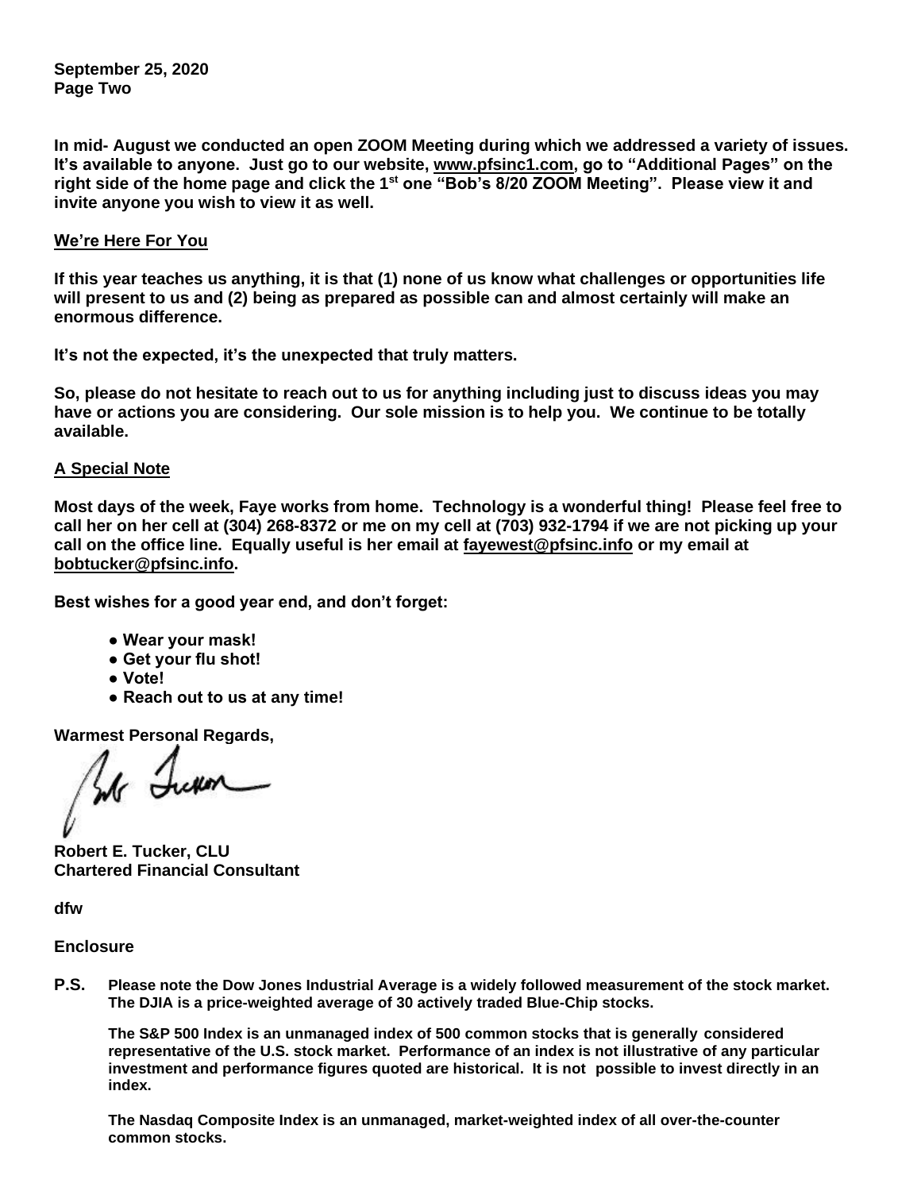**September 25, 2020**
**Page Two**

**In mid- August we conducted an open ZOOM Meeting during which we addressed a variety of issues. It's available to anyone. Just go to our website, www.pfsinc1.com, go to "Additional Pages" on the right side of the home page and click the 1st one "Bob's 8/20 ZOOM Meeting". Please view it and invite anyone you wish to view it as well.**

**We're Here For You**

**If this year teaches us anything, it is that (1) none of us know what challenges or opportunities life will present to us and (2) being as prepared as possible can and almost certainly will make an enormous difference.**

**It's not the expected, it's the unexpected that truly matters.**

**So, please do not hesitate to reach out to us for anything including just to discuss ideas you may have or actions you are considering. Our sole mission is to help you. We continue to be totally available.**

**A Special Note**

**Most days of the week, Faye works from home. Technology is a wonderful thing! Please feel free to call her on her cell at (304) 268-8372 or me on my cell at (703) 932-1794 if we are not picking up your call on the office line. Equally useful is her email at fayewest@pfsinc.info or my email at bobtucker@pfsinc.info.**

**Best wishes for a good year end, and don't forget:**

- **Wear your mask!**
- **Get your flu shot!**
- **Vote!**
- **Reach out to us at any time!**

**Warmest Personal Regards,**

**Robert E. Tucker, CLU**
**Chartered Financial Consultant**

**dfw**

**Enclosure**

**P.S. Please note the Dow Jones Industrial Average is a widely followed measurement of the stock market. The DJIA is a price-weighted average of 30 actively traded Blue-Chip stocks.**

**The S&P 500 Index is an unmanaged index of 500 common stocks that is generally considered representative of the U.S. stock market. Performance of an index is not illustrative of any particular investment and performance figures quoted are historical. It is not possible to invest directly in an index.**

**The Nasdaq Composite Index is an unmanaged, market-weighted index of all over-the-counter common stocks.**